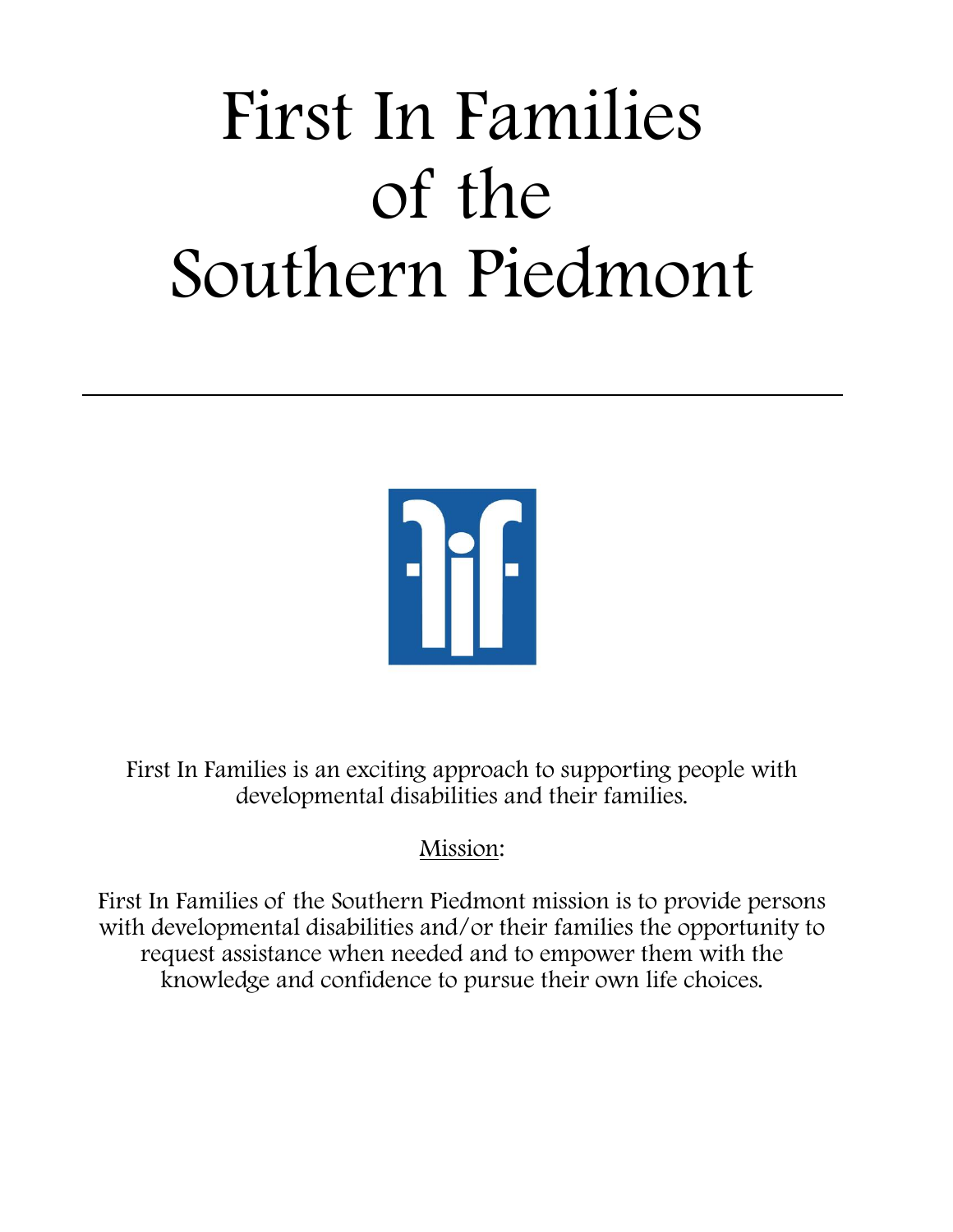# First In Families of the Southern Piedmont

---

First In Families is an exciting approach to supporting people with developmental disabilities and their families.

Mission:

First In Families of the Southern Piedmont mission is to provide persons with developmental disabilities and/or their families the opportunity to request assistance when needed and to empower them with the knowledge and confidence to pursue their own life choices.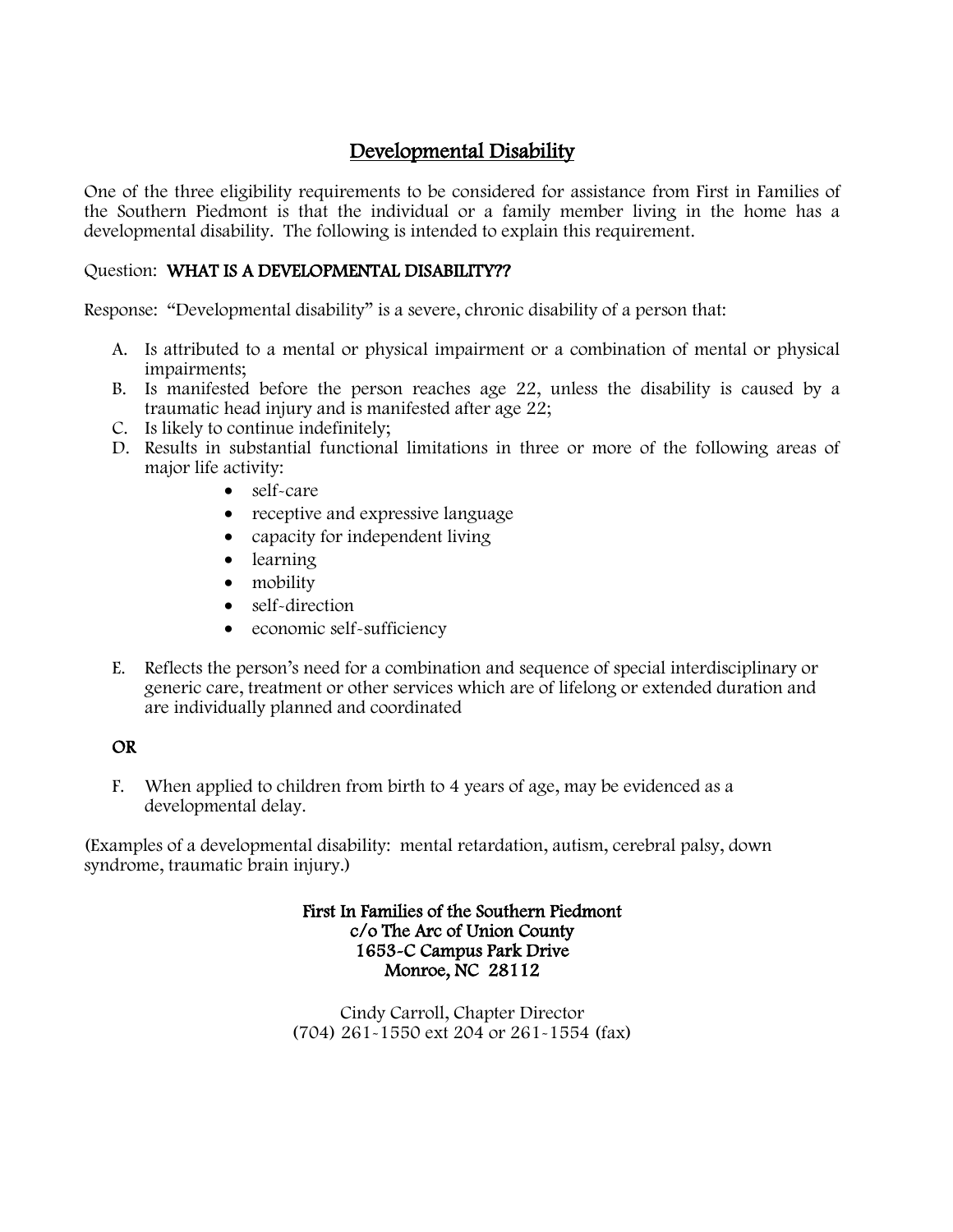## Developmental Disability

One of the three eligibility requirements to be considered for assistance from First in Families of the Southern Piedmont is that the individual or a family member living in the home has a developmental disability. The following is intended to explain this requirement.

Question: **WHAT IS A DEVELOPMENTAL DISABILITY??**

Response: "Developmental disability" is a severe, chronic disability of a person that:

A. Is attributed to a mental or physical impairment or a combination of mental or physical impairments;
B. Is manifested before the person reaches age 22, unless the disability is caused by a traumatic head injury and is manifested after age 22;
C. Is likely to continue indefinitely;
D. Results in substantial functional limitations in three or more of the following areas of major life activity:
    - self-care
    - receptive and expressive language
    - capacity for independent living
    - learning
    - mobility
    - self-direction
    - economic self-sufficiency

E. Reflects the person's need for a combination and sequence of special interdisciplinary or generic care, treatment or other services which are of lifelong or extended duration and are individually planned and coordinated

**OR**

F. When applied to children from birth to 4 years of age, may be evidenced as a developmental delay.

(Examples of a developmental disability: mental retardation, autism, cerebral palsy, down syndrome, traumatic brain injury.)

**First In Families of the Southern Piedmont**
**c/o The Arc of Union County**
**1653-C Campus Park Drive**
**Monroe, NC 28112**

Cindy Carroll, Chapter Director
(704) 261-1550 ext 204 or 261-1554 (fax)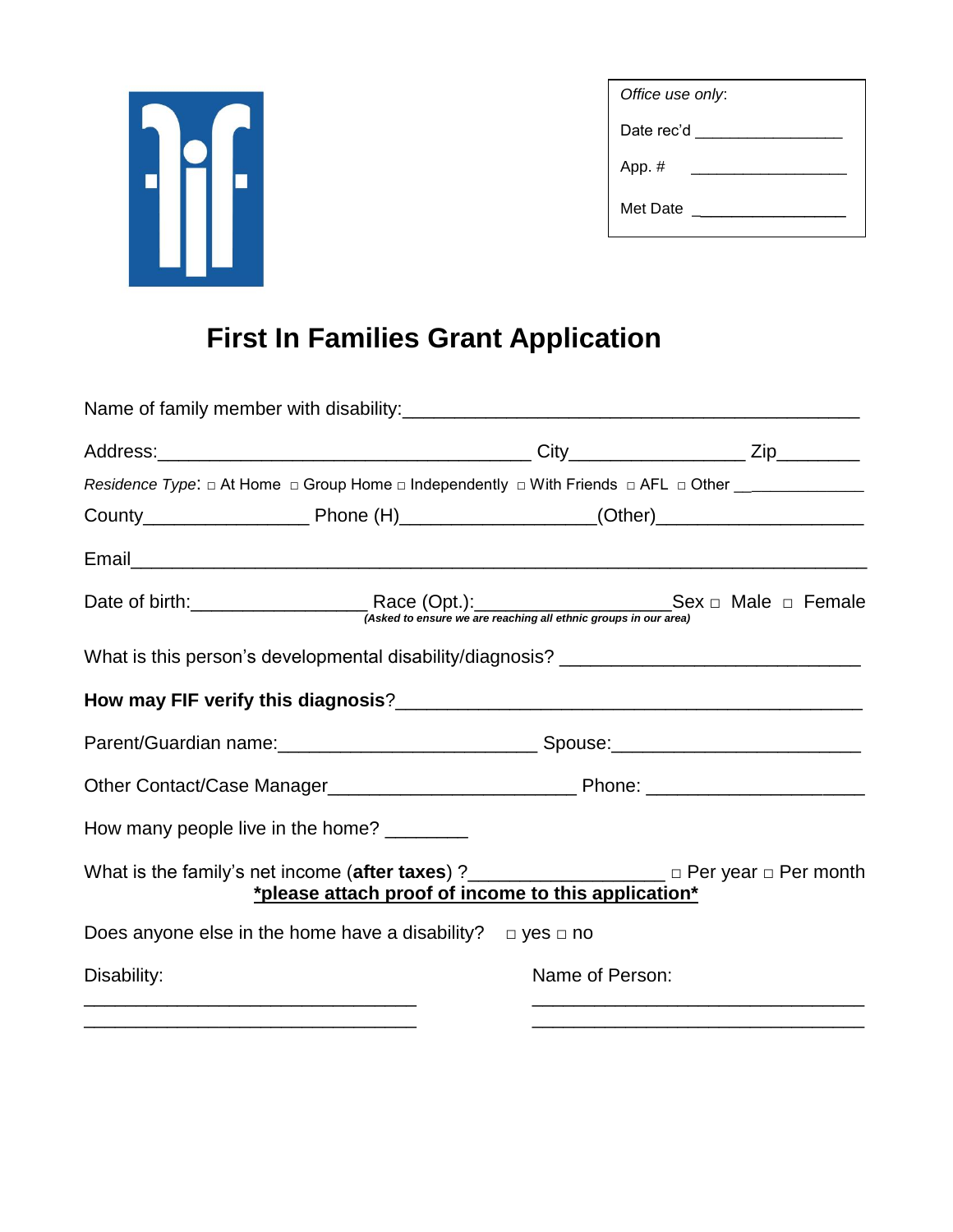Office use only:

Date rec'd ________________

App. # ________________

Met Date ________________

# First In Families Grant Application

Name of family member with disability:_________________________________________

Address:___________________________________ City________________ Zip________

*Residence Type*: □ At Home □ Group Home □ Independently □ With Friends □ AFL □ Other _____________

County________________ Phone (H)__________________(Other)___________________

Email_____________________________________________________________________

Date of birth:________________ Race (Opt.):__________________Sex □ Male □ Female

***(Asked to ensure we are reaching all ethnic groups in our area)***

What is this person's developmental disability/diagnosis? ___________________________

**How may FIF verify this diagnosis**?_____________________________________________

Parent/Guardian name:________________________ Spouse:_______________________

Other Contact/Case Manager_______________________ Phone: ____________________

How many people live in the home? ________

What is the family's net income (**after taxes**) ?__________________ □ Per year □ Per month

**\*please attach proof of income to this application\***

Does anyone else in the home have a disability? □ yes □ no

Disability:

________________________________

________________________________

Name of Person:

________________________________

________________________________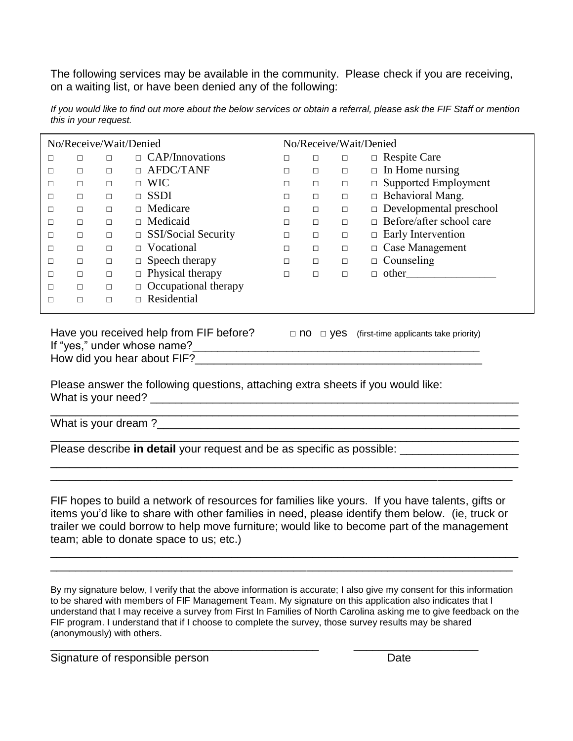The following services may be available in the community. Please check if you are receiving, on a waiting list, or have been denied any of the following:

*If you would like to find out more about the below services or obtain a referral, please ask the FIF Staff or mention this in your request.*

| No/Receive/Wait/Denied | | | | No/Receive/Wait/Denied | | | |
|---|---|---|---|---|---|---|---|
| □ | □ | □ | □ CAP/Innovations | □ | □ | □ | □ Respite Care |
| □ | □ | □ | □ AFDC/TANF | □ | □ | □ | □ In Home nursing |
| □ | □ | □ | □ WIC | □ | □ | □ | □ Supported Employment |
| □ | □ | □ | □ SSDI | □ | □ | □ | □ Behavioral Mang. |
| □ | □ | □ | □ Medicare | □ | □ | □ | □ Developmental preschool |
| □ | □ | □ | □ Medicaid | □ | □ | □ | □ Before/after school care |
| □ | □ | □ | □ SSI/Social Security | □ | □ | □ | □ Early Intervention |
| □ | □ | □ | □ Vocational | □ | □ | □ | □ Case Management |
| □ | □ | □ | □ Speech therapy | □ | □ | □ | □ Counseling |
| □ | □ | □ | □ Physical therapy | □ | □ | □ | □ other________________ |
| □ | □ | □ | □ Occupational therapy | | | | |
| □ | □ | □ | □ Residential | | | | |

Have you received help from FIF before? □ no □ yes (first-time applicants take priority)

If "yes," under whose name?______________________________________________

How did you hear about FIF?______________________________________________

Please answer the following questions, attaching extra sheets if you would like:

What is your need? ______________________________________________________________

_________________________________________________________________________

What is your dream ?______________________________________________________________

_________________________________________________________________________

Please describe **in detail** your request and be as specific as possible: __________________

_________________________________________________________________________

_________________________________________________________________________

FIF hopes to build a network of resources for families like yours. If you have talents, gifts or items you'd like to share with other families in need, please identify them below. (ie, truck or trailer we could borrow to help move furniture; would like to become part of the management team; able to donate space to us; etc.)

_________________________________________________________________________

_________________________________________________________________________

By my signature below, I verify that the above information is accurate; I also give my consent for this information to be shared with members of FIF Management Team. My signature on this application also indicates that I understand that I may receive a survey from First In Families of North Carolina asking me to give feedback on the FIF program. I understand that if I choose to complete the survey, those survey results may be shared (anonymously) with others.

_____________________________________________ ____________________

Signature of responsible person Date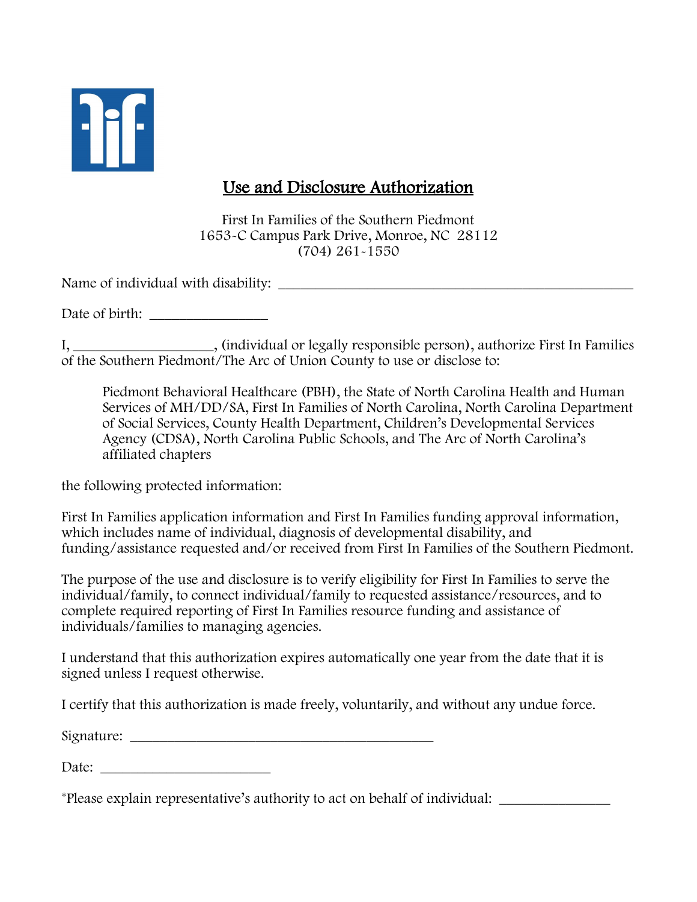# Use and Disclosure Authorization

First In Families of the Southern Piedmont
1653-C Campus Park Drive, Monroe, NC 28112
(704) 261-1550

Name of individual with disability: ____________________________________________

Date of birth: ________________

I, ___________________, (individual or legally responsible person), authorize First In Families of the Southern Piedmont/The Arc of Union County to use or disclose to:

> Piedmont Behavioral Healthcare (PBH), the State of North Carolina Health and Human Services of MH/DD/SA, First In Families of North Carolina, North Carolina Department of Social Services, County Health Department, Children's Developmental Services Agency (CDSA), North Carolina Public Schools, and The Arc of North Carolina's affiliated chapters

the following protected information:

First In Families application information and First In Families funding approval information, which includes name of individual, diagnosis of developmental disability, and funding/assistance requested and/or received from First In Families of the Southern Piedmont.

The purpose of the use and disclosure is to verify eligibility for First In Families to serve the individual/family, to connect individual/family to requested assistance/resources, and to complete required reporting of First In Families resource funding and assistance of individuals/families to managing agencies.

I understand that this authorization expires automatically one year from the date that it is signed unless I request otherwise.

I certify that this authorization is made freely, voluntarily, and without any undue force.

Signature: ________________________________________

Date: ________________________

*Please explain representative's authority to act on behalf of individual: _______________